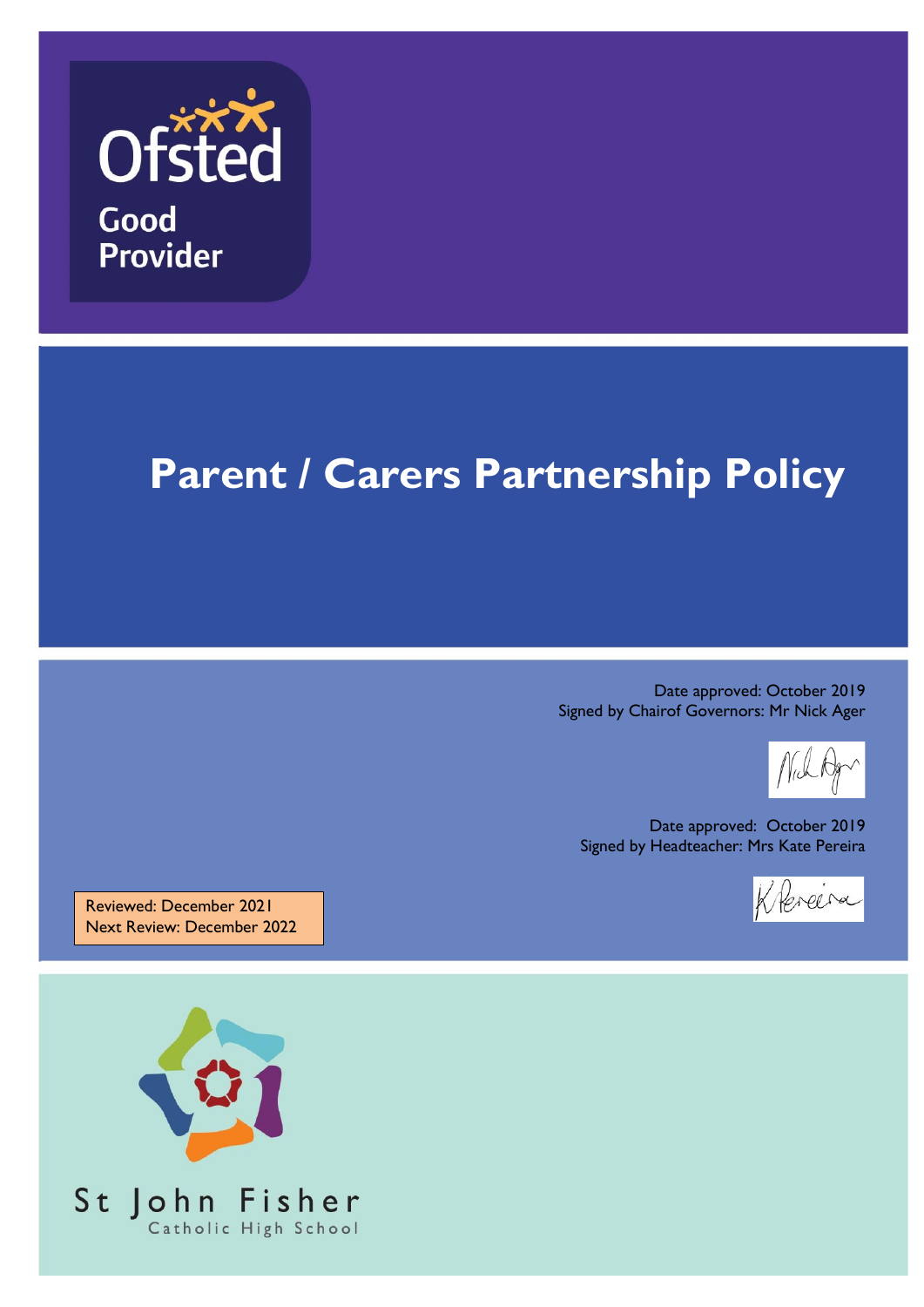Ofsted

Good Provider

# Parent / Carers Partnership Policy

Date approved: October 2019
Signed by Chairof Governors: Mr Nick Ager

Date approved: October 2019
Signed by Headteacher: Mrs Kate Pereira

Reviewed: December 2021
Next Review: December 2022

St John Fisher
Catholic High School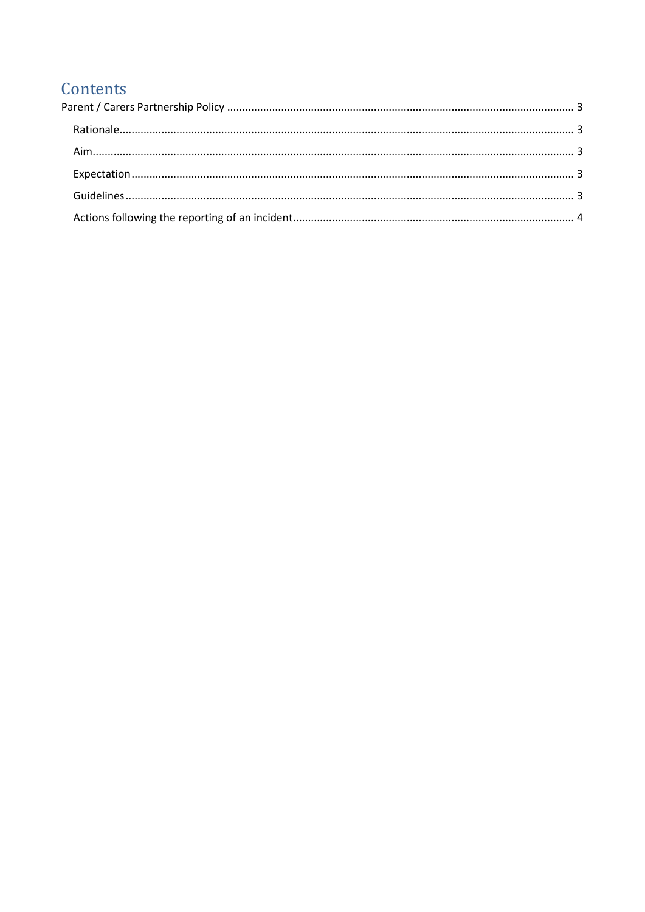# Contents

Parent / Carers Partnership Policy ........................................................................................................... 3

- Rationale ........................................................................................................................................... 3
- Aim .................................................................................................................................................... 3
- Expectation ....................................................................................................................................... 3
- Guidelines ......................................................................................................................................... 3
- Actions following the reporting of an incident ................................................................................ 4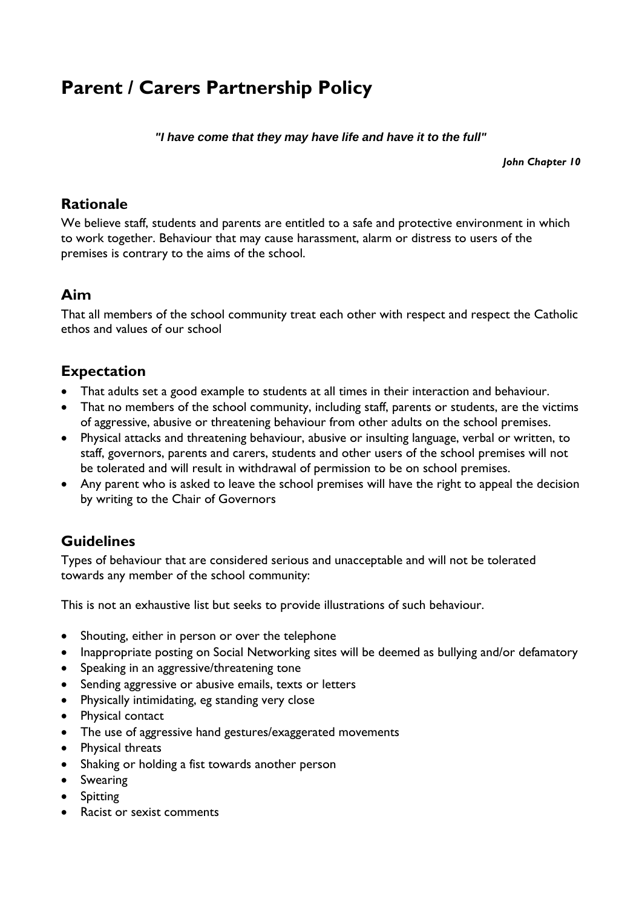# Parent / Carers Partnership Policy

***"I have come that they may have life and have it to the full"***

***John Chapter 10***

## Rationale

We believe staff, students and parents are entitled to a safe and protective environment in which to work together. Behaviour that may cause harassment, alarm or distress to users of the premises is contrary to the aims of the school.

## Aim

That all members of the school community treat each other with respect and respect the Catholic ethos and values of our school

## Expectation

- That adults set a good example to students at all times in their interaction and behaviour.
- That no members of the school community, including staff, parents or students, are the victims of aggressive, abusive or threatening behaviour from other adults on the school premises.
- Physical attacks and threatening behaviour, abusive or insulting language, verbal or written, to staff, governors, parents and carers, students and other users of the school premises will not be tolerated and will result in withdrawal of permission to be on school premises.
- Any parent who is asked to leave the school premises will have the right to appeal the decision by writing to the Chair of Governors

## Guidelines

Types of behaviour that are considered serious and unacceptable and will not be tolerated towards any member of the school community:

This is not an exhaustive list but seeks to provide illustrations of such behaviour.

- Shouting, either in person or over the telephone
- Inappropriate posting on Social Networking sites will be deemed as bullying and/or defamatory
- Speaking in an aggressive/threatening tone
- Sending aggressive or abusive emails, texts or letters
- Physically intimidating, eg standing very close
- Physical contact
- The use of aggressive hand gestures/exaggerated movements
- Physical threats
- Shaking or holding a fist towards another person
- Swearing
- Spitting
- Racist or sexist comments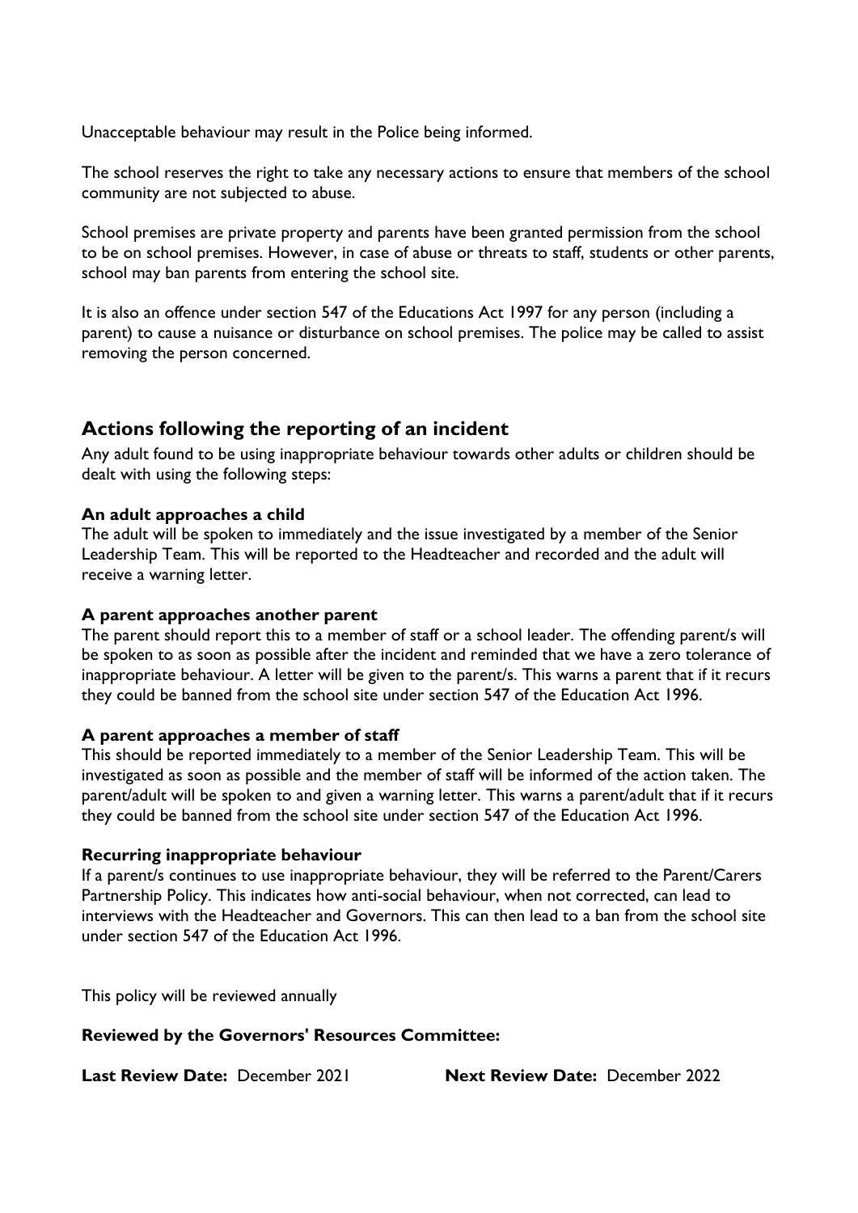Unacceptable behaviour may result in the Police being informed.

The school reserves the right to take any necessary actions to ensure that members of the school community are not subjected to abuse.

School premises are private property and parents have been granted permission from the school to be on school premises. However, in case of abuse or threats to staff, students or other parents, school may ban parents from entering the school site.

It is also an offence under section 547 of the Educations Act 1997 for any person (including a parent) to cause a nuisance or disturbance on school premises. The police may be called to assist removing the person concerned.

## Actions following the reporting of an incident

Any adult found to be using inappropriate behaviour towards other adults or children should be dealt with using the following steps:

**An adult approaches a child**
The adult will be spoken to immediately and the issue investigated by a member of the Senior Leadership Team. This will be reported to the Headteacher and recorded and the adult will receive a warning letter.

**A parent approaches another parent**
The parent should report this to a member of staff or a school leader. The offending parent/s will be spoken to as soon as possible after the incident and reminded that we have a zero tolerance of inappropriate behaviour. A letter will be given to the parent/s. This warns a parent that if it recurs they could be banned from the school site under section 547 of the Education Act 1996.

**A parent approaches a member of staff**
This should be reported immediately to a member of the Senior Leadership Team. This will be investigated as soon as possible and the member of staff will be informed of the action taken. The parent/adult will be spoken to and given a warning letter. This warns a parent/adult that if it recurs they could be banned from the school site under section 547 of the Education Act 1996.

**Recurring inappropriate behaviour**
If a parent/s continues to use inappropriate behaviour, they will be referred to the Parent/Carers Partnership Policy. This indicates how anti-social behaviour, when not corrected, can lead to interviews with the Headteacher and Governors. This can then lead to a ban from the school site under section 547 of the Education Act 1996.

This policy will be reviewed annually

**Reviewed by the Governors' Resources Committee:**

**Last Review Date:** December 2021 **Next Review Date:** December 2022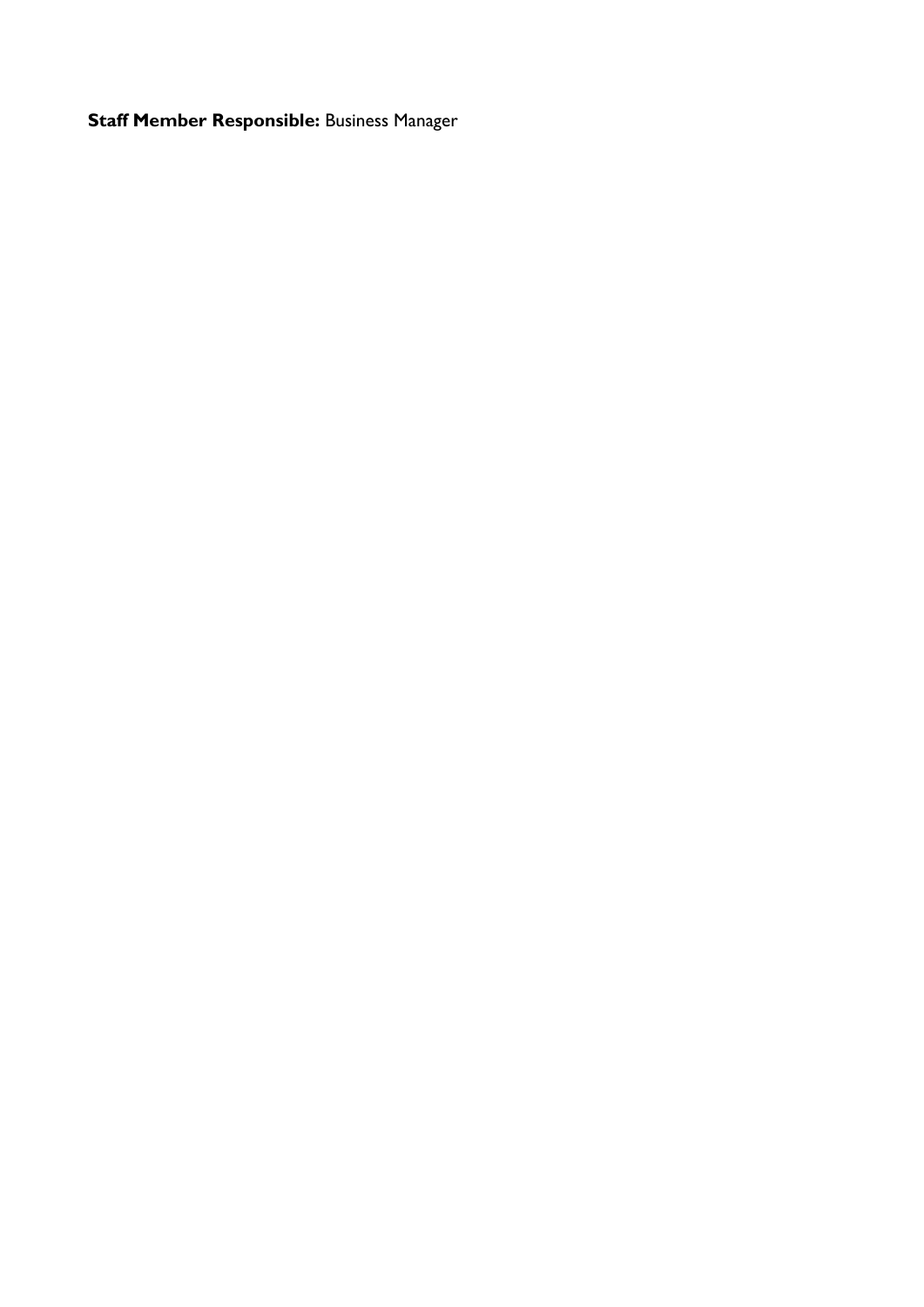**Staff Member Responsible:** Business Manager